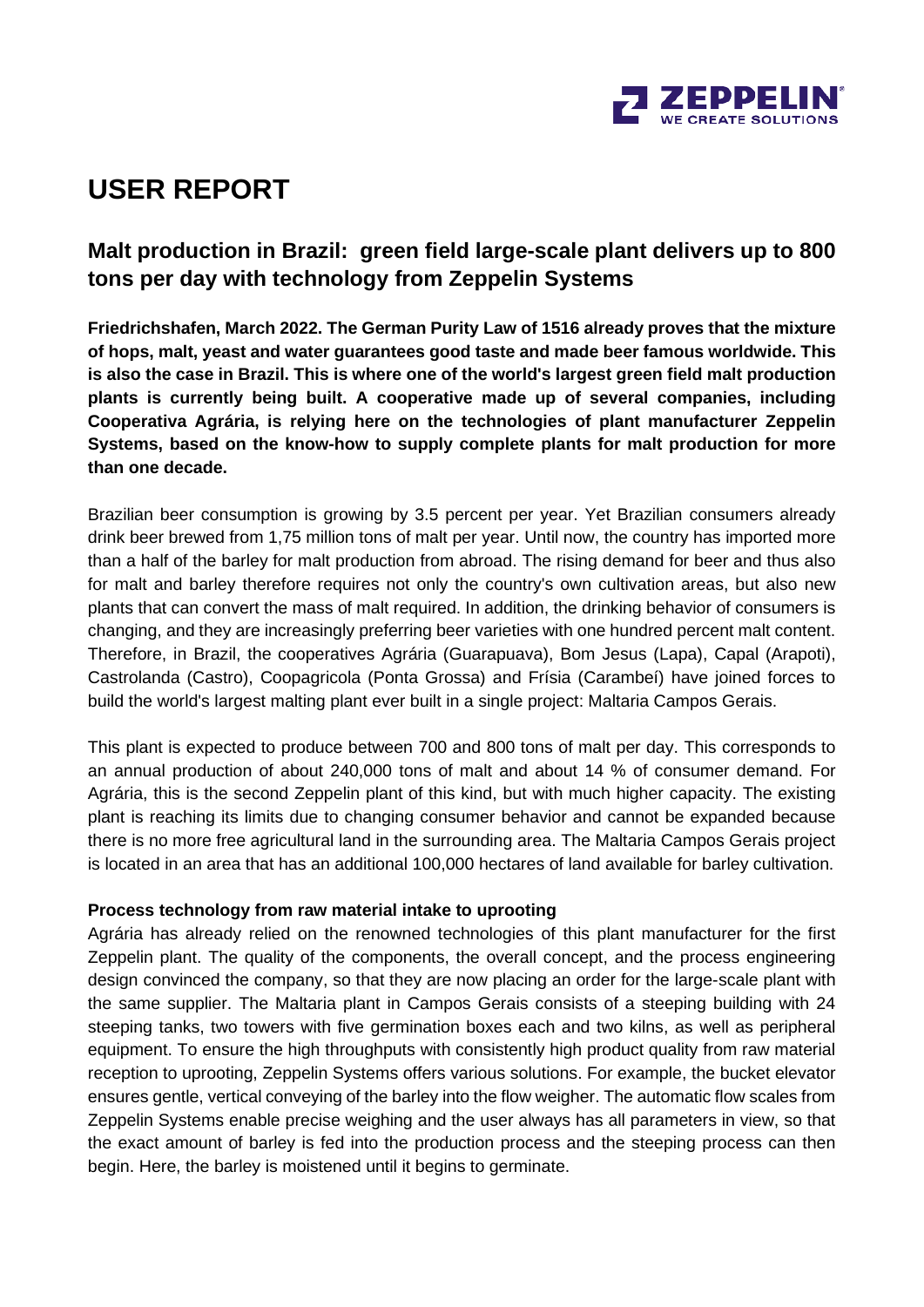# USER REPORT

## Malt production in Brazil: green field large-scale plant delivers up to 800 tons per day with technology from Zeppelin Systems

**Friedrichshafen, March 2022. The German Purity Law of 1516 already proves that the mixture of hops, malt, yeast and water guarantees good taste and made beer famous worldwide. This is also the case in Brazil. This is where one of the world's largest green field malt production plants is currently being built. A cooperative made up of several companies, including Cooperativa Agrária, is relying here on the technologies of plant manufacturer Zeppelin Systems, based on the know-how to supply complete plants for malt production for more than one decade.**

Brazilian beer consumption is growing by 3.5 percent per year. Yet Brazilian consumers already drink beer brewed from 1,75 million tons of malt per year. Until now, the country has imported more than a half of the barley for malt production from abroad. The rising demand for beer and thus also for malt and barley therefore requires not only the country's own cultivation areas, but also new plants that can convert the mass of malt required. In addition, the drinking behavior of consumers is changing, and they are increasingly preferring beer varieties with one hundred percent malt content. Therefore, in Brazil, the cooperatives Agrária (Guarapuava), Bom Jesus (Lapa), Capal (Arapoti), Castrolanda (Castro), Coopagricola (Ponta Grossa) and Frísia (Carambeí) have joined forces to build the world's largest malting plant ever built in a single project: Maltaria Campos Gerais.

This plant is expected to produce between 700 and 800 tons of malt per day. This corresponds to an annual production of about 240,000 tons of malt and about 14 % of consumer demand. For Agrária, this is the second Zeppelin plant of this kind, but with much higher capacity. The existing plant is reaching its limits due to changing consumer behavior and cannot be expanded because there is no more free agricultural land in the surrounding area. The Maltaria Campos Gerais project is located in an area that has an additional 100,000 hectares of land available for barley cultivation.

**Process technology from raw material intake to uprooting**

Agrária has already relied on the renowned technologies of this plant manufacturer for the first Zeppelin plant. The quality of the components, the overall concept, and the process engineering design convinced the company, so that they are now placing an order for the large-scale plant with the same supplier. The Maltaria plant in Campos Gerais consists of a steeping building with 24 steeping tanks, two towers with five germination boxes each and two kilns, as well as peripheral equipment. To ensure the high throughputs with consistently high product quality from raw material reception to uprooting, Zeppelin Systems offers various solutions. For example, the bucket elevator ensures gentle, vertical conveying of the barley into the flow weigher. The automatic flow scales from Zeppelin Systems enable precise weighing and the user always has all parameters in view, so that the exact amount of barley is fed into the production process and the steeping process can then begin. Here, the barley is moistened until it begins to germinate.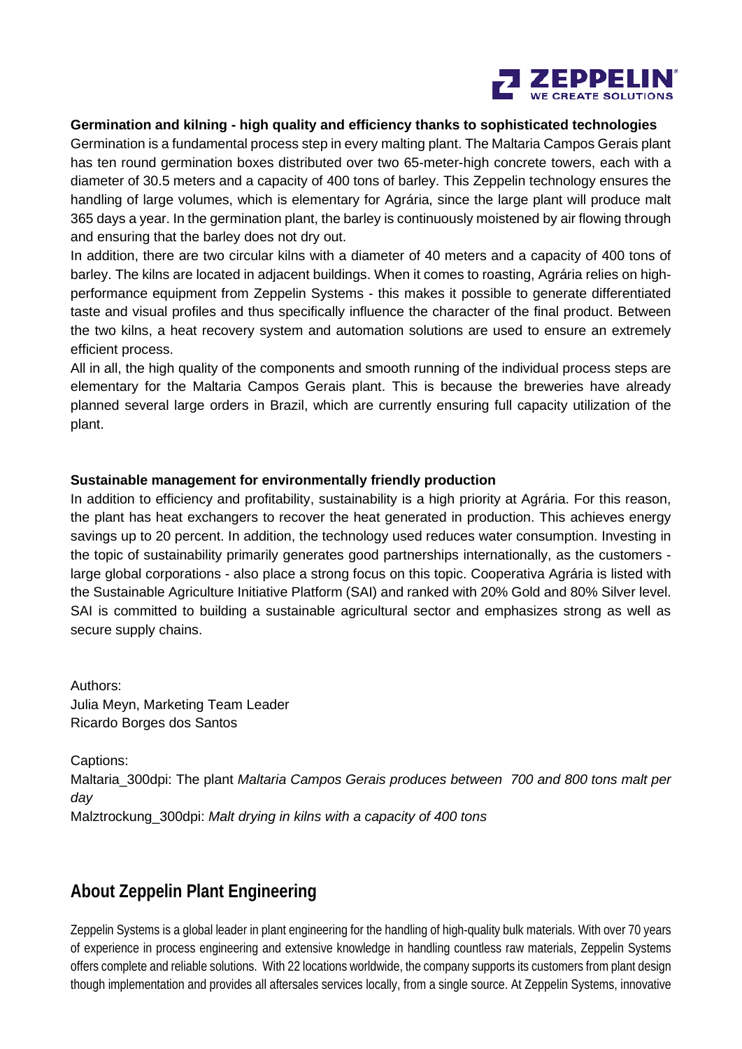**Germination and kilning - high quality and efficiency thanks to sophisticated technologies**

Germination is a fundamental process step in every malting plant. The Maltaria Campos Gerais plant has ten round germination boxes distributed over two 65-meter-high concrete towers, each with a diameter of 30.5 meters and a capacity of 400 tons of barley. This Zeppelin technology ensures the handling of large volumes, which is elementary for Agrária, since the large plant will produce malt 365 days a year. In the germination plant, the barley is continuously moistened by air flowing through and ensuring that the barley does not dry out.

In addition, there are two circular kilns with a diameter of 40 meters and a capacity of 400 tons of barley. The kilns are located in adjacent buildings. When it comes to roasting, Agrária relies on high-performance equipment from Zeppelin Systems - this makes it possible to generate differentiated taste and visual profiles and thus specifically influence the character of the final product. Between the two kilns, a heat recovery system and automation solutions are used to ensure an extremely efficient process.

All in all, the high quality of the components and smooth running of the individual process steps are elementary for the Maltaria Campos Gerais plant. This is because the breweries have already planned several large orders in Brazil, which are currently ensuring full capacity utilization of the plant.

**Sustainable management for environmentally friendly production**

In addition to efficiency and profitability, sustainability is a high priority at Agrária. For this reason, the plant has heat exchangers to recover the heat generated in production. This achieves energy savings up to 20 percent. In addition, the technology used reduces water consumption. Investing in the topic of sustainability primarily generates good partnerships internationally, as the customers - large global corporations - also place a strong focus on this topic. Cooperativa Agrária is listed with the Sustainable Agriculture Initiative Platform (SAI) and ranked with 20% Gold and 80% Silver level. SAI is committed to building a sustainable agricultural sector and emphasizes strong as well as secure supply chains.

Authors:
Julia Meyn, Marketing Team Leader
Ricardo Borges dos Santos

Captions:
Maltaria_300dpi: The plant *Maltaria Campos Gerais produces between 700 and 800 tons malt per day*
Malztrockung_300dpi: *Malt drying in kilns with a capacity of 400 tons*

## About Zeppelin Plant Engineering

Zeppelin Systems is a global leader in plant engineering for the handling of high-quality bulk materials. With over 70 years of experience in process engineering and extensive knowledge in handling countless raw materials, Zeppelin Systems offers complete and reliable solutions. With 22 locations worldwide, the company supports its customers from plant design though implementation and provides all aftersales services locally, from a single source. At Zeppelin Systems, innovative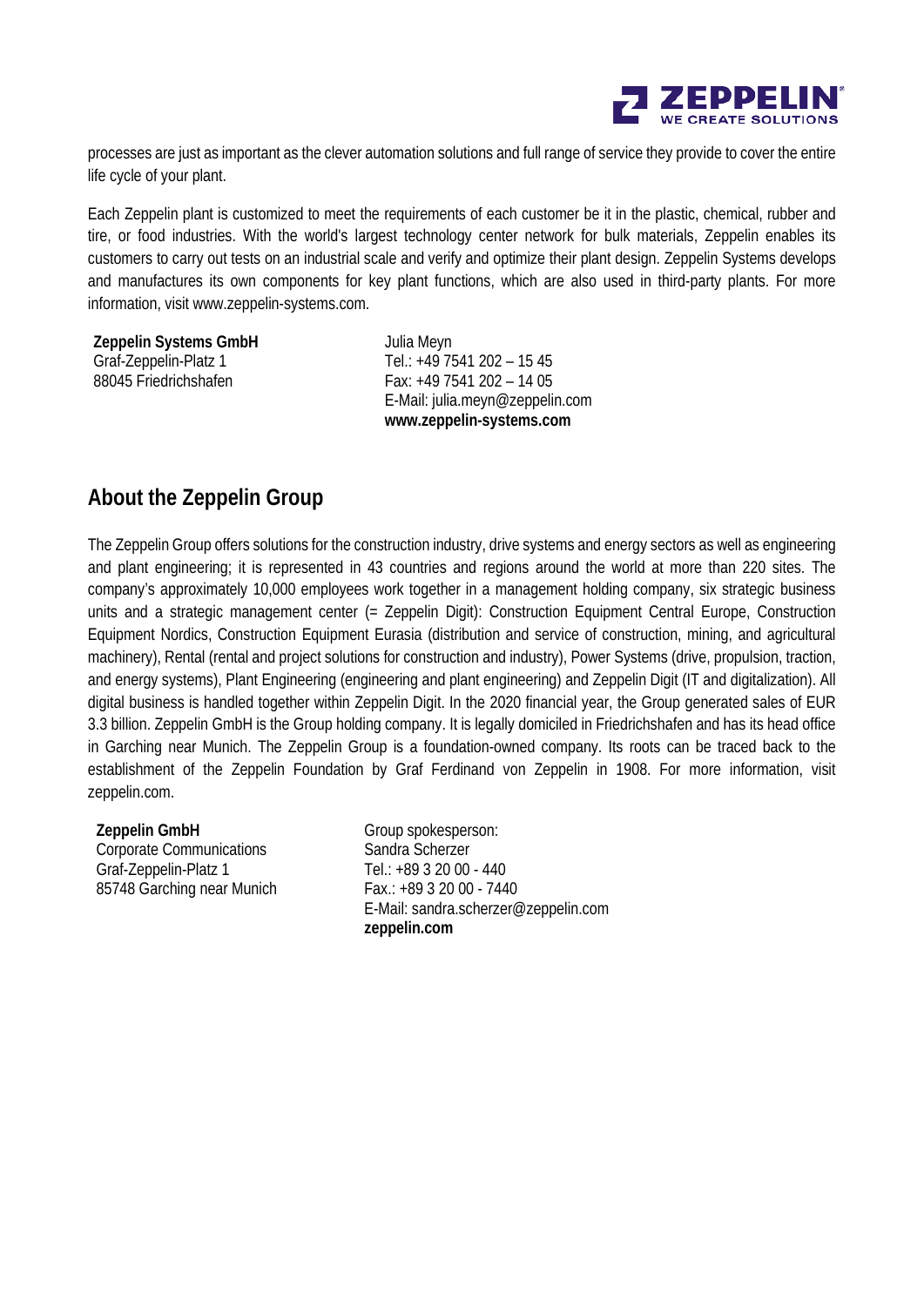processes are just as important as the clever automation solutions and full range of service they provide to cover the entire life cycle of your plant.

Each Zeppelin plant is customized to meet the requirements of each customer be it in the plastic, chemical, rubber and tire, or food industries. With the world's largest technology center network for bulk materials, Zeppelin enables its customers to carry out tests on an industrial scale and verify and optimize their plant design. Zeppelin Systems develops and manufactures its own components for key plant functions, which are also used in third-party plants. For more information, visit www.zeppelin-systems.com.

**Zeppelin Systems GmbH**
Graf-Zeppelin-Platz 1
88045 Friedrichshafen

Julia Meyn
Tel.: +49 7541 202 – 15 45
Fax: +49 7541 202 – 14 05
E-Mail: julia.meyn@zeppelin.com
**www.zeppelin-systems.com**

## About the Zeppelin Group

The Zeppelin Group offers solutions for the construction industry, drive systems and energy sectors as well as engineering and plant engineering; it is represented in 43 countries and regions around the world at more than 220 sites. The company's approximately 10,000 employees work together in a management holding company, six strategic business units and a strategic management center (= Zeppelin Digit): Construction Equipment Central Europe, Construction Equipment Nordics, Construction Equipment Eurasia (distribution and service of construction, mining, and agricultural machinery), Rental (rental and project solutions for construction and industry), Power Systems (drive, propulsion, traction, and energy systems), Plant Engineering (engineering and plant engineering) and Zeppelin Digit (IT and digitalization). All digital business is handled together within Zeppelin Digit. In the 2020 financial year, the Group generated sales of EUR 3.3 billion. Zeppelin GmbH is the Group holding company. It is legally domiciled in Friedrichshafen and has its head office in Garching near Munich. The Zeppelin Group is a foundation-owned company. Its roots can be traced back to the establishment of the Zeppelin Foundation by Graf Ferdinand von Zeppelin in 1908. For more information, visit zeppelin.com.

**Zeppelin GmbH**
Corporate Communications
Graf-Zeppelin-Platz 1
85748 Garching near Munich

Group spokesperson:
Sandra Scherzer
Tel.: +89 3 20 00 - 440
Fax.: +89 3 20 00 - 7440
E-Mail: sandra.scherzer@zeppelin.com
**zeppelin.com**